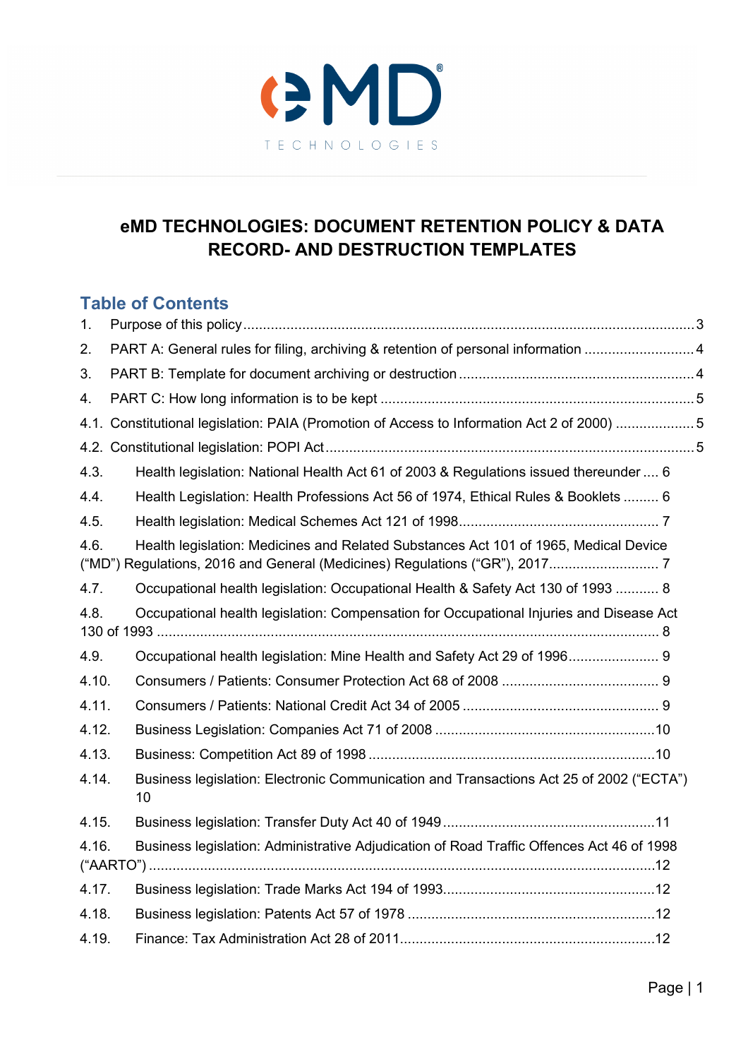eMD® TECHNOLOGIES

# eMD TECHNOLOGIES: DOCUMENT RETENTION POLICY & DATA RECORD- AND DESTRUCTION TEMPLATES

## Table of Contents

1. Purpose of this policy .......... 3
2. PART A: General rules for filing, archiving & retention of personal information .......... 4
3. PART B: Template for document archiving or destruction .......... 4
4. PART C: How long information is to be kept .......... 5

4.1. Constitutional legislation: PAIA (Promotion of Access to Information Act 2 of 2000) .......... 5

4.2. Constitutional legislation: POPI Act .......... 5

4.3. Health legislation: National Health Act 61 of 2003 & Regulations issued thereunder .......... 6

4.4. Health Legislation: Health Professions Act 56 of 1974, Ethical Rules & Booklets .......... 6

4.5. Health legislation: Medical Schemes Act 121 of 1998 .......... 7

4.6. Health legislation: Medicines and Related Substances Act 101 of 1965, Medical Device ("MD") Regulations, 2016 and General (Medicines) Regulations ("GR"), 2017 .......... 7

4.7. Occupational health legislation: Occupational Health & Safety Act 130 of 1993 .......... 8

4.8. Occupational health legislation: Compensation for Occupational Injuries and Disease Act 130 of 1993 .......... 8

4.9. Occupational health legislation: Mine Health and Safety Act 29 of 1996 .......... 9

4.10. Consumers / Patients: Consumer Protection Act 68 of 2008 .......... 9

4.11. Consumers / Patients: National Credit Act 34 of 2005 .......... 9

4.12. Business Legislation: Companies Act 71 of 2008 .......... 10

4.13. Business: Competition Act 89 of 1998 .......... 10

4.14. Business legislation: Electronic Communication and Transactions Act 25 of 2002 ("ECTA") 10

4.15. Business legislation: Transfer Duty Act 40 of 1949 .......... 11

4.16. Business legislation: Administrative Adjudication of Road Traffic Offences Act 46 of 1998 ("AARTO") .......... 12

4.17. Business legislation: Trade Marks Act 194 of 1993 .......... 12

4.18. Business legislation: Patents Act 57 of 1978 .......... 12

4.19. Finance: Tax Administration Act 28 of 2011 .......... 12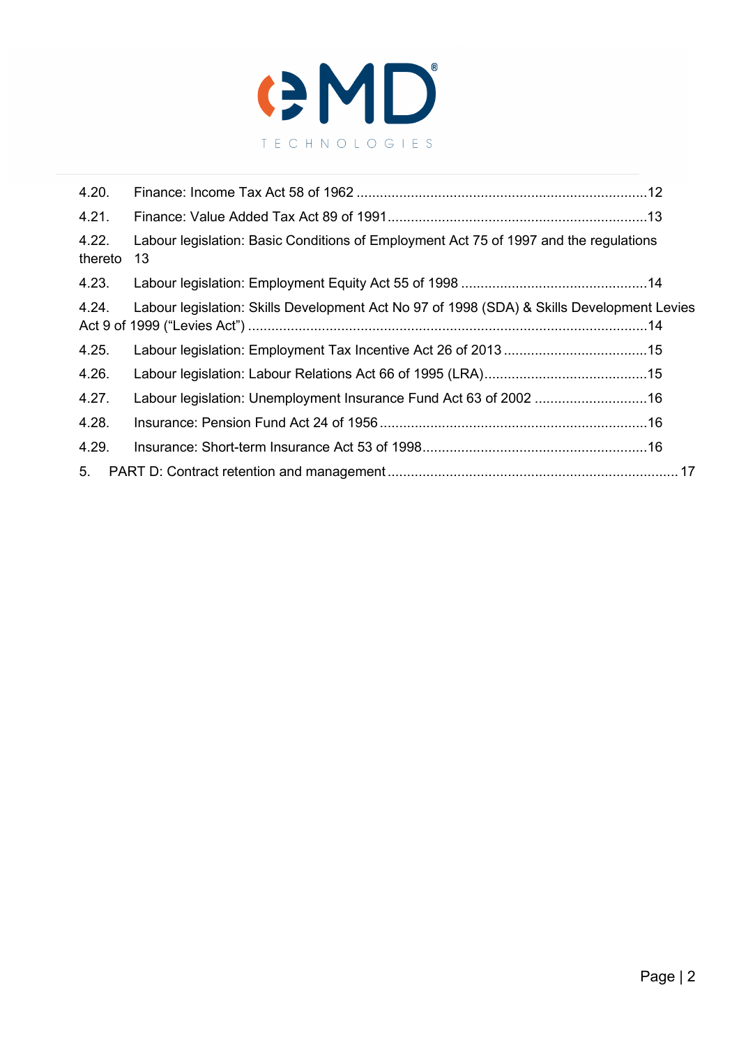4.20. Finance: Income Tax Act 58 of 1962 ........................................................................... 12

4.21. Finance: Value Added Tax Act 89 of 1991 ................................................................... 13

4.22. Labour legislation: Basic Conditions of Employment Act 75 of 1997 and the regulations thereto 13

4.23. Labour legislation: Employment Equity Act 55 of 1998 ................................................ 14

4.24. Labour legislation: Skills Development Act No 97 of 1998 (SDA) & Skills Development Levies Act 9 of 1999 ("Levies Act") ....................................................................................... 14

4.25. Labour legislation: Employment Tax Incentive Act 26 of 2013 ..................................... 15

4.26. Labour legislation: Labour Relations Act 66 of 1995 (LRA) .......................................... 15

4.27. Labour legislation: Unemployment Insurance Fund Act 63 of 2002 ............................. 16

4.28. Insurance: Pension Fund Act 24 of 1956 ..................................................................... 16

4.29. Insurance: Short-term Insurance Act 53 of 1998 .......................................................... 16

5. PART D: Contract retention and management ........................................................................... 17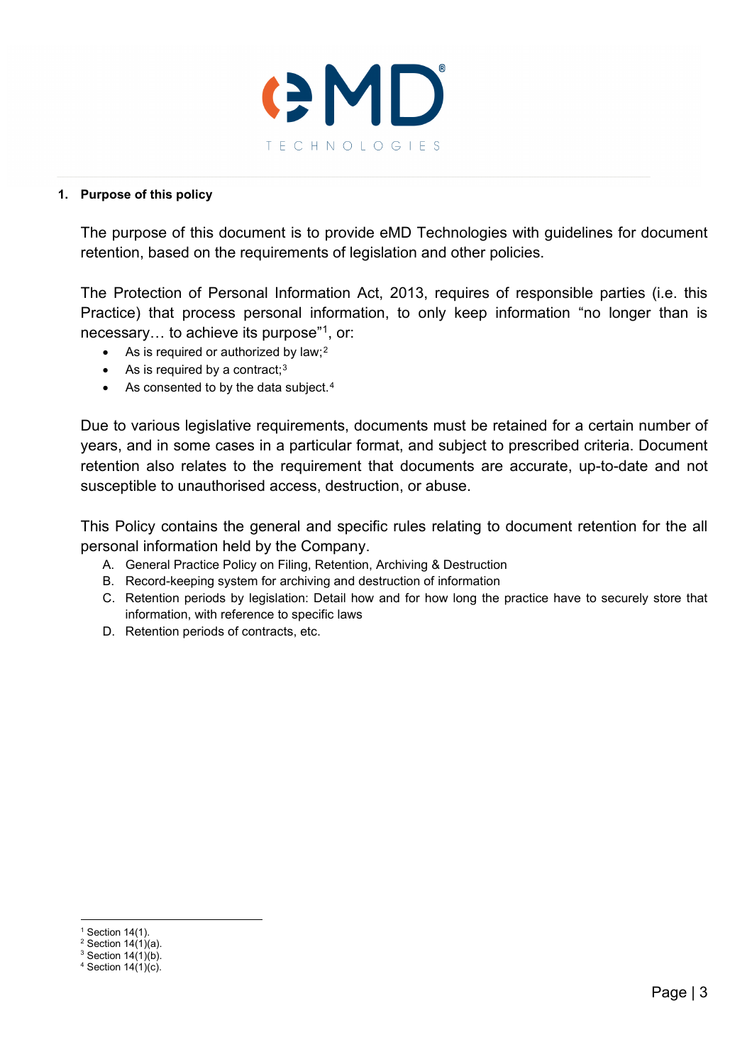## 1. Purpose of this policy

The purpose of this document is to provide eMD Technologies with guidelines for document retention, based on the requirements of legislation and other policies.

The Protection of Personal Information Act, 2013, requires of responsible parties (i.e. this Practice) that process personal information, to only keep information "no longer than is necessary… to achieve its purpose"[1], or:

- As is required or authorized by law;[2]
- As is required by a contract;[3]
- As consented to by the data subject.[4]

Due to various legislative requirements, documents must be retained for a certain number of years, and in some cases in a particular format, and subject to prescribed criteria. Document retention also relates to the requirement that documents are accurate, up-to-date and not susceptible to unauthorised access, destruction, or abuse.

This Policy contains the general and specific rules relating to document retention for the all personal information held by the Company.

A. General Practice Policy on Filing, Retention, Archiving & Destruction
B. Record-keeping system for archiving and destruction of information
C. Retention periods by legislation: Detail how and for how long the practice have to securely store that information, with reference to specific laws
D. Retention periods of contracts, etc.

---

[1] Section 14(1).
[2] Section 14(1)(a).
[3] Section 14(1)(b).
[4] Section 14(1)(c).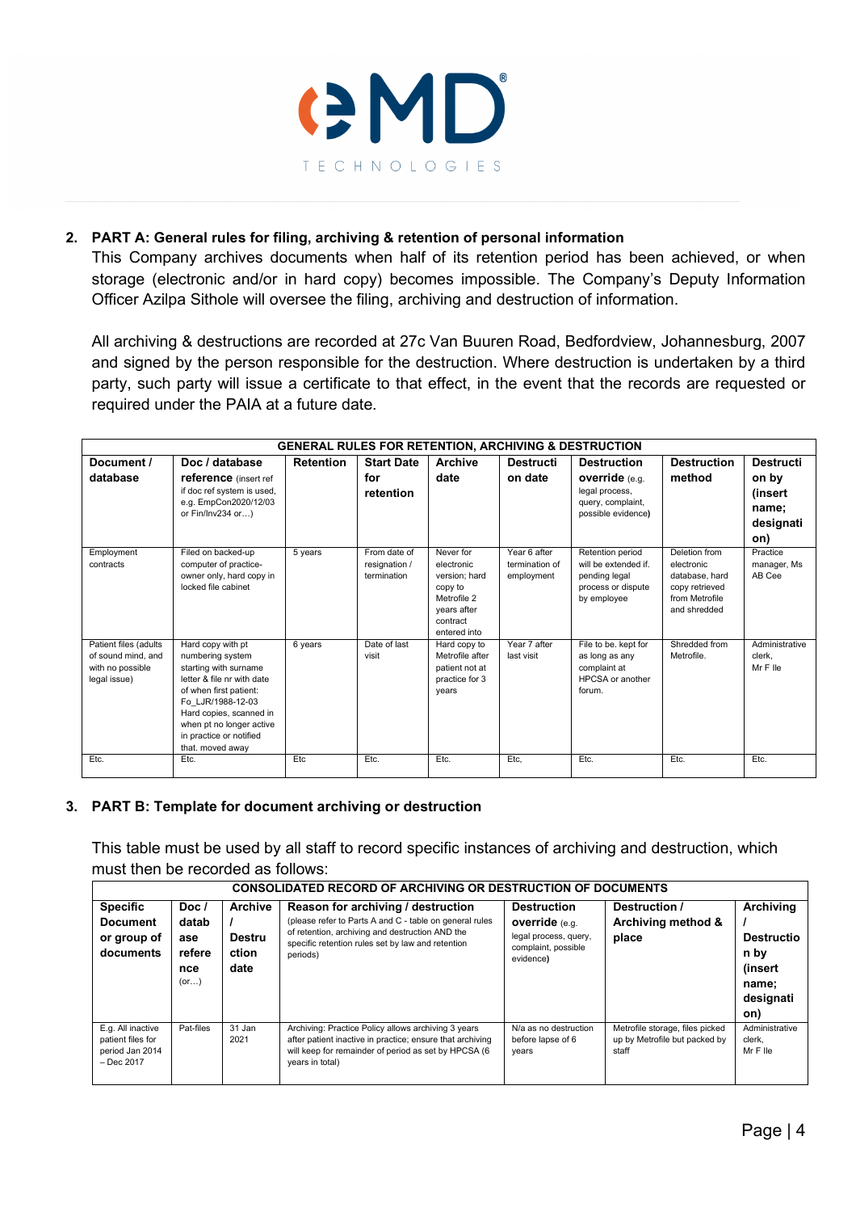## 2. PART A: General rules for filing, archiving & retention of personal information

This Company archives documents when half of its retention period has been achieved, or when storage (electronic and/or in hard copy) becomes impossible. The Company's Deputy Information Officer Azilpa Sithole will oversee the filing, archiving and destruction of information.

All archiving & destructions are recorded at 27c Van Buuren Road, Bedfordview, Johannesburg, 2007 and signed by the person responsible for the destruction. Where destruction is undertaken by a third party, such party will issue a certificate to that effect, in the event that the records are requested or required under the PAIA at a future date.

| GENERAL RULES FOR RETENTION, ARCHIVING & DESTRUCTION | | | | | | | | |
|---|---|---|---|---|---|---|---|---|
| **Document / database** | **Doc / database reference** (insert ref if doc ref system is used, e.g. EmpCon2020/12/03 or Fin/Inv234 or…) | **Retention** | **Start Date for retention** | **Archive date** | **Destruction date** | **Destruction override** (e.g. legal process, query, complaint, possible evidence) | **Destruction method** | **Destruction by (insert name; designation)** |
| Employment contracts | Filed on backed-up computer of practice-owner only, hard copy in locked file cabinet | 5 years | From date of resignation / termination | Never for electronic version; hard copy to Metrofile 2 years after contract entered into | Year 6 after termination of employment | Retention period will be extended if. pending legal process or dispute by employee | Deletion from electronic database, hard copy retrieved from Metrofile and shredded | Practice manager, Ms AB Cee |
| Patient files (adults of sound mind, and with no possible legal issue) | Hard copy with pt numbering system starting with surname letter & file nr with date of when first patient: Fo_LJR/1988-12-03 Hard copies, scanned in when pt no longer active in practice or notified that. moved away | 6 years | Date of last visit | Hard copy to Metrofile after patient not at practice for 3 years | Year 7 after last visit | File to be. kept for as long as any complaint at HPCSA or another forum. | Shredded from Metrofile. | Administrative clerk, Mr F Ile |
| Etc. | Etc. | Etc | Etc. | Etc. | Etc, | Etc. | Etc. | Etc. |

## 3. PART B: Template for document archiving or destruction

This table must be used by all staff to record specific instances of archiving and destruction, which must then be recorded as follows:

| CONSOLIDATED RECORD OF ARCHIVING OR DESTRUCTION OF DOCUMENTS | | | | | | |
|---|---|---|---|---|---|---|
| **Specific Document or group of documents** | **Doc / database reference** (or…) | **Archive / Destruction date** | **Reason for archiving / destruction** (please refer to Parts A and C - table on general rules of retention, archiving and destruction AND the specific retention rules set by law and retention periods) | **Destruction override** (e.g. legal process, query, complaint, possible evidence) | **Destruction / Archiving method & place** | **Archiving / Destruction by (insert name; designation)** |
| E.g. All inactive patient files for period Jan 2014 – Dec 2017 | Pat-files | 31 Jan 2021 | Archiving: Practice Policy allows archiving 3 years after patient inactive in practice; ensure that archiving will keep for remainder of period as set by HPCSA (6 years in total) | N/a as no destruction before lapse of 6 years | Metrofile storage, files picked up by Metrofile but packed by staff | Administrative clerk, Mr F Ile |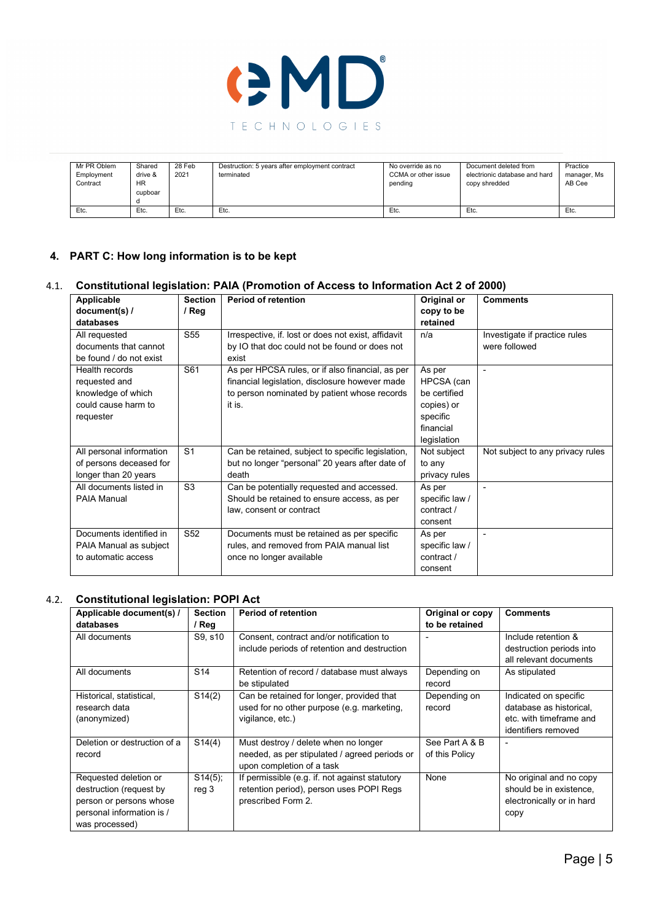| Mr PR Oblem Employment Contract | Shared drive & HR cupboard | 28 Feb 2021 | Destruction: 5 years after employment contract terminated | No override as no CCMA or other issue pending | Document deleted from electronic database and hard copy shredded | Practice manager, Ms AB Cee |
|---|---|---|---|---|---|---|
| Etc. | Etc. | Etc. | Etc. | Etc. | Etc. | Etc. |

## 4. PART C: How long information is to be kept

### 4.1. Constitutional legislation: PAIA (Promotion of Access to Information Act 2 of 2000)

| Applicable document(s) / databases | Section / Reg | Period of retention | Original or copy to be retained | Comments |
|---|---|---|---|---|
| All requested documents that cannot be found / do not exist | S55 | Irrespective, if. lost or does not exist, affidavit by IO that doc could not be found or does not exist | n/a | Investigate if practice rules were followed |
| Health records requested and knowledge of which could cause harm to requester | S61 | As per HPCSA rules, or if also financial, as per financial legislation, disclosure however made to person nominated by patient whose records it is. | As per HPCSA (can be certified copies) or specific financial legislation | - |
| All personal information of persons deceased for longer than 20 years | S1 | Can be retained, subject to specific legislation, but no longer "personal" 20 years after date of death | Not subject to any privacy rules | Not subject to any privacy rules |
| All documents listed in PAIA Manual | S3 | Can be potentially requested and accessed. Should be retained to ensure access, as per law, consent or contract | As per specific law / contract / consent | - |
| Documents identified in PAIA Manual as subject to automatic access | S52 | Documents must be retained as per specific rules, and removed from PAIA manual list once no longer available | As per specific law / contract / consent | - |

### 4.2. Constitutional legislation: POPI Act

| Applicable document(s) / databases | Section / Reg | Period of retention | Original or copy to be retained | Comments |
|---|---|---|---|---|
| All documents | S9, s10 | Consent, contract and/or notification to include periods of retention and destruction | - | Include retention & destruction periods into all relevant documents |
| All documents | S14 | Retention of record / database must always be stipulated | Depending on record | As stipulated |
| Historical, statistical, research data (anonymized) | S14(2) | Can be retained for longer, provided that used for no other purpose (e.g. marketing, vigilance, etc.) | Depending on record | Indicated on specific database as historical, etc. with timeframe and identifiers removed |
| Deletion or destruction of a record | S14(4) | Must destroy / delete when no longer needed, as per stipulated / agreed periods or upon completion of a task | See Part A & B of this Policy | - |
| Requested deletion or destruction (request by person or persons whose personal information is / was processed) | S14(5); reg 3 | If permissible (e.g. if. not against statutory retention period), person uses POPI Regs prescribed Form 2. | None | No original and no copy should be in existence, electronically or in hard copy |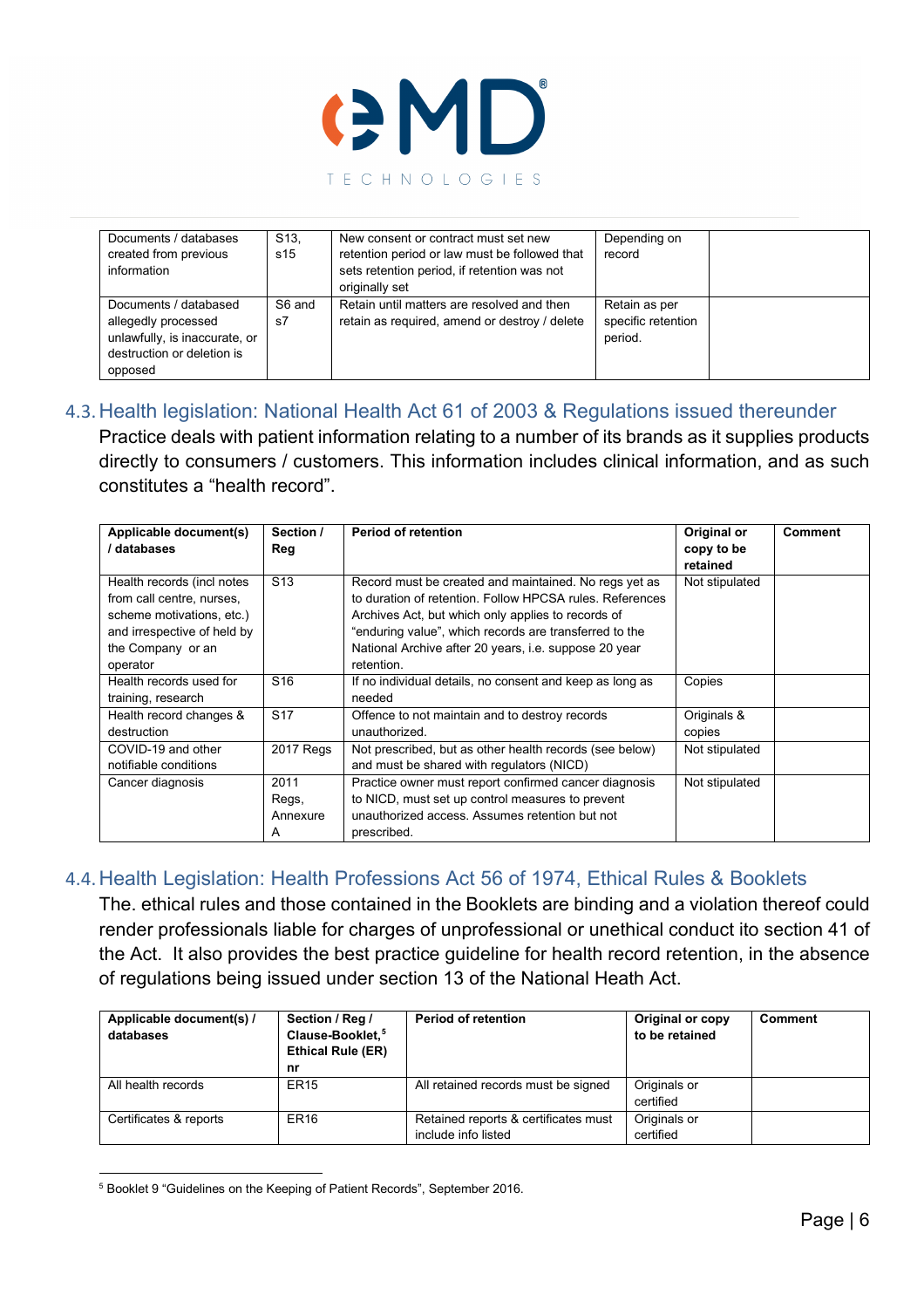| | | | | |
|---|---|---|---|---|
| Documents / databases created from previous information | S13, s15 | New consent or contract must set new retention period or law must be followed that sets retention period, if retention was not originally set | Depending on record | |
| Documents / databased allegedly processed unlawfully, is inaccurate, or destruction or deletion is opposed | S6 and s7 | Retain until matters are resolved and then retain as required, amend or destroy / delete | Retain as per specific retention period. | |

## 4.3. Health legislation: National Health Act 61 of 2003 & Regulations issued thereunder

Practice deals with patient information relating to a number of its brands as it supplies products directly to consumers / customers. This information includes clinical information, and as such constitutes a "health record".

| Applicable document(s) / databases | Section / Reg | Period of retention | Original or copy to be retained | Comment |
|---|---|---|---|---|
| Health records (incl notes from call centre, nurses, scheme motivations, etc.) and irrespective of held by the Company or an operator | S13 | Record must be created and maintained. No regs yet as to duration of retention. Follow HPCSA rules. References Archives Act, but which only applies to records of "enduring value", which records are transferred to the National Archive after 20 years, i.e. suppose 20 year retention. | Not stipulated | |
| Health records used for training, research | S16 | If no individual details, no consent and keep as long as needed | Copies | |
| Health record changes & destruction | S17 | Offence to not maintain and to destroy records unauthorized. | Originals & copies | |
| COVID-19 and other notifiable conditions | 2017 Regs | Not prescribed, but as other health records (see below) and must be shared with regulators (NICD) | Not stipulated | |
| Cancer diagnosis | 2011 Regs, Annexure A | Practice owner must report confirmed cancer diagnosis to NICD, must set up control measures to prevent unauthorized access. Assumes retention but not prescribed. | Not stipulated | |

## 4.4. Health Legislation: Health Professions Act 56 of 1974, Ethical Rules & Booklets

The. ethical rules and those contained in the Booklets are binding and a violation thereof could render professionals liable for charges of unprofessional or unethical conduct ito section 41 of the Act. It also provides the best practice guideline for health record retention, in the absence of regulations being issued under section 13 of the National Heath Act.

| Applicable document(s) / databases | Section / Reg / Clause-Booklet,[5] Ethical Rule (ER) nr | Period of retention | Original or copy to be retained | Comment |
|---|---|---|---|---|
| All health records | ER15 | All retained records must be signed | Originals or certified | |
| Certificates & reports | ER16 | Retained reports & certificates must include info listed | Originals or certified | |

[5] Booklet 9 "Guidelines on the Keeping of Patient Records", September 2016.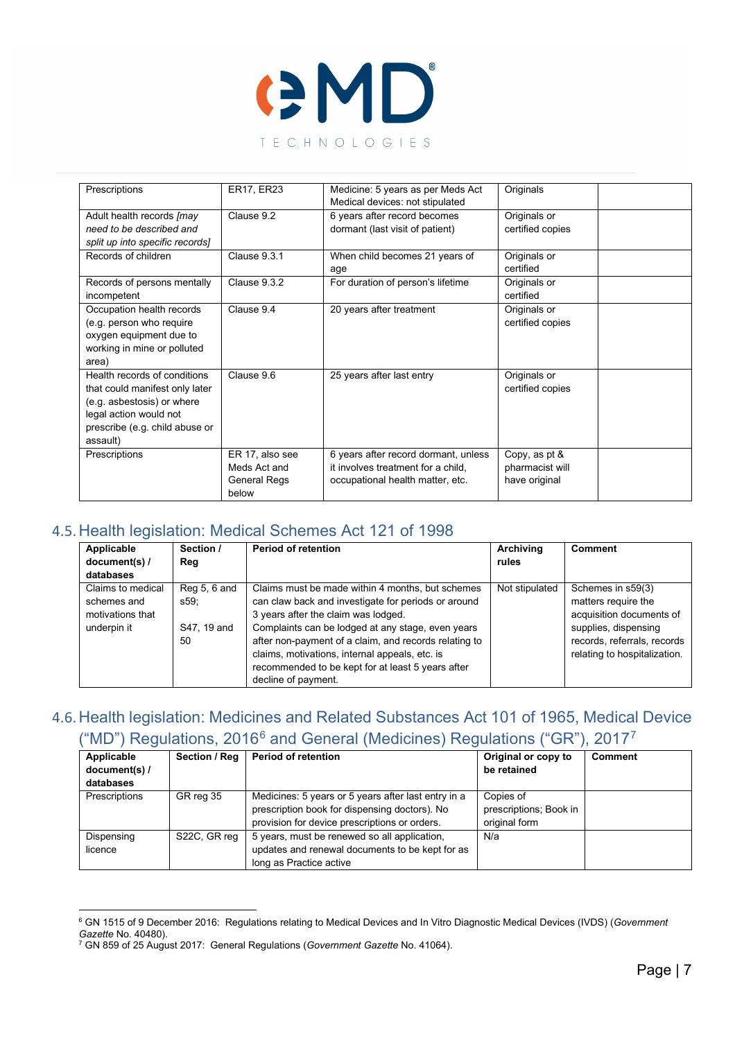| Prescriptions | ER17, ER23 | Medicine: 5 years as per Meds Act<br>Medical devices: not stipulated | Originals | |
|---|---|---|---|---|
| Adult health records *[may need to be described and split up into specific records]* | Clause 9.2 | 6 years after record becomes dormant (last visit of patient) | Originals or certified copies | |
| Records of children | Clause 9.3.1 | When child becomes 21 years of age | Originals or certified | |
| Records of persons mentally incompetent | Clause 9.3.2 | For duration of person's lifetime | Originals or certified | |
| Occupation health records (e.g. person who require oxygen equipment due to working in mine or polluted area) | Clause 9.4 | 20 years after treatment | Originals or certified copies | |
| Health records of conditions that could manifest only later (e.g. asbestosis) or where legal action would not prescribe (e.g. child abuse or assault) | Clause 9.6 | 25 years after last entry | Originals or certified copies | |
| Prescriptions | ER 17, also see Meds Act and General Regs below | 6 years after record dormant, unless it involves treatment for a child, occupational health matter, etc. | Copy, as pt & pharmacist will have original | |

## 4.5. Health legislation: Medical Schemes Act 121 of 1998

| Applicable document(s) / databases | Section / Reg | Period of retention | Archiving rules | Comment |
|---|---|---|---|---|
| Claims to medical schemes and motivations that underpin it | Reg 5, 6 and s59;<br><br>S47, 19 and 50 | Claims must be made within 4 months, but schemes can claw back and investigate for periods or around 3 years after the claim was lodged. Complaints can be lodged at any stage, even years after non-payment of a claim, and records relating to claims, motivations, internal appeals, etc. is recommended to be kept for at least 5 years after decline of payment. | Not stipulated | Schemes in s59(3) matters require the acquisition documents of supplies, dispensing records, referrals, records relating to hospitalization. |

## 4.6. Health legislation: Medicines and Related Substances Act 101 of 1965, Medical Device ("MD") Regulations, 2016[6] and General (Medicines) Regulations ("GR"), 2017[7]

| Applicable document(s) / databases | Section / Reg | Period of retention | Original or copy to be retained | Comment |
|---|---|---|---|---|
| Prescriptions | GR reg 35 | Medicines: 5 years or 5 years after last entry in a prescription book for dispensing doctors). No provision for device prescriptions or orders. | Copies of prescriptions; Book in original form | |
| Dispensing licence | S22C, GR reg | 5 years, must be renewed so all application, updates and renewal documents to be kept for as long as Practice active | N/a | |

[6] GN 1515 of 9 December 2016: Regulations relating to Medical Devices and In Vitro Diagnostic Medical Devices (IVDS) (*Government Gazette* No. 40480).
[7] GN 859 of 25 August 2017: General Regulations (*Government Gazette* No. 41064).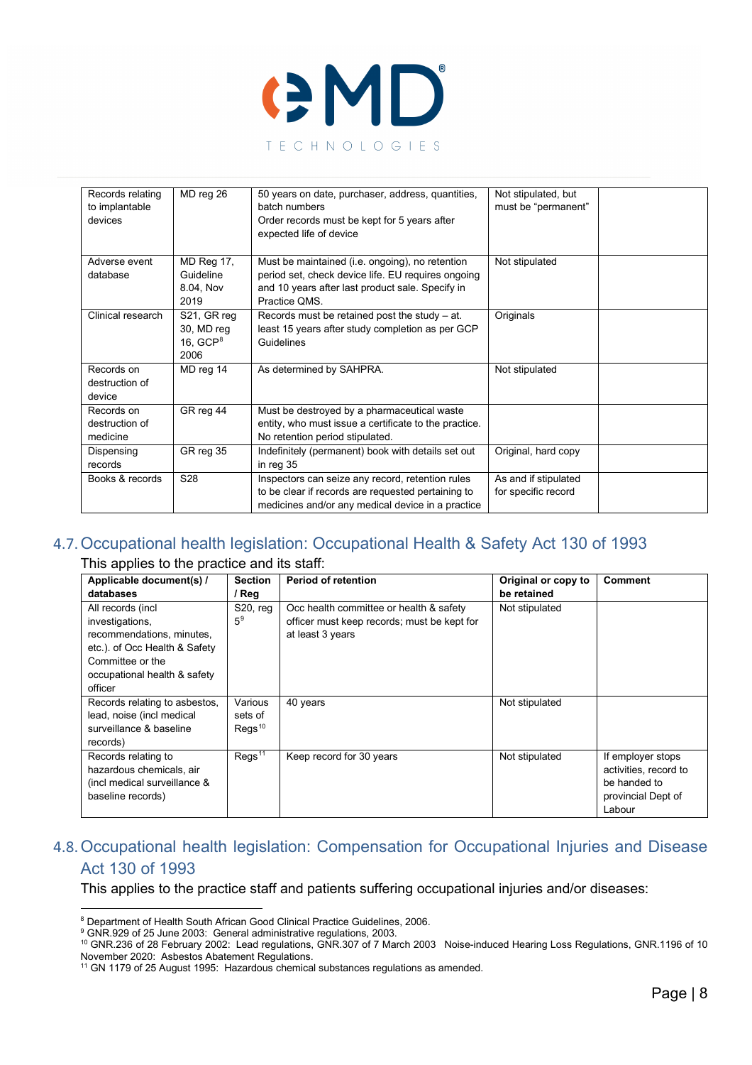| | | | | |
|---|---|---|---|---|
| Records relating to implantable devices | MD reg 26 | 50 years on date, purchaser, address, quantities, batch numbers<br>Order records must be kept for 5 years after expected life of device | Not stipulated, but must be "permanent" | |
| Adverse event database | MD Reg 17, Guideline 8.04, Nov 2019 | Must be maintained (i.e. ongoing), no retention period set, check device life. EU requires ongoing and 10 years after last product sale. Specify in Practice QMS. | Not stipulated | |
| Clinical research | S21, GR reg 30, MD reg 16, GCP[8] 2006 | Records must be retained post the study – at. least 15 years after study completion as per GCP Guidelines | Originals | |
| Records on destruction of device | MD reg 14 | As determined by SAHPRA. | Not stipulated | |
| Records on destruction of medicine | GR reg 44 | Must be destroyed by a pharmaceutical waste entity, who must issue a certificate to the practice. No retention period stipulated. | | |
| Dispensing records | GR reg 35 | Indefinitely (permanent) book with details set out in reg 35 | Original, hard copy | |
| Books & records | S28 | Inspectors can seize any record, retention rules to be clear if records are requested pertaining to medicines and/or any medical device in a practice | As and if stipulated for specific record | |

## 4.7. Occupational health legislation: Occupational Health & Safety Act 130 of 1993

This applies to the practice and its staff:

| Applicable document(s) / databases | Section / Reg | Period of retention | Original or copy to be retained | Comment |
|---|---|---|---|---|
| All records (incl investigations, recommendations, minutes, etc.). of Occ Health & Safety Committee or the occupational health & safety officer | S20, reg 5[9] | Occ health committee or health & safety officer must keep records; must be kept for at least 3 years | Not stipulated | |
| Records relating to asbestos, lead, noise (incl medical surveillance & baseline records) | Various sets of Regs[10] | 40 years | Not stipulated | |
| Records relating to hazardous chemicals, air (incl medical surveillance & baseline records) | Regs[11] | Keep record for 30 years | Not stipulated | If employer stops activities, record to be handed to provincial Dept of Labour |

## 4.8. Occupational health legislation: Compensation for Occupational Injuries and Disease Act 130 of 1993

This applies to the practice staff and patients suffering occupational injuries and/or diseases:

---

[8] Department of Health South African Good Clinical Practice Guidelines, 2006.

[9] GNR.929 of 25 June 2003: General administrative regulations, 2003.

[10] GNR.236 of 28 February 2002: Lead regulations, GNR.307 of 7 March 2003 Noise-induced Hearing Loss Regulations, GNR.1196 of 10 November 2020: Asbestos Abatement Regulations.

[11] GN 1179 of 25 August 1995: Hazardous chemical substances regulations as amended.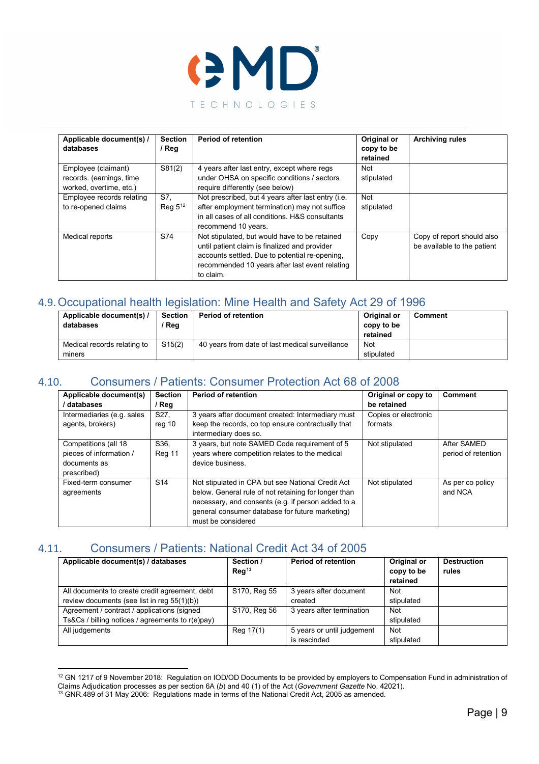| Applicable document(s) / databases | Section / Reg | Period of retention | Original or copy to be retained | Archiving rules |
|---|---|---|---|---|
| Employee (claimant) records. (earnings, time worked, overtime, etc.) | S81(2) | 4 years after last entry, except where regs under OHSA on specific conditions / sectors require differently (see below) | Not stipulated | |
| Employee records relating to re-opened claims | S7, Reg 5[12] | Not prescribed, but 4 years after last entry (i.e. after employment termination) may not suffice in all cases of all conditions. H&S consultants recommend 10 years. | Not stipulated | |
| Medical reports | S74 | Not stipulated, but would have to be retained until patient claim is finalized and provider accounts settled. Due to potential re-opening, recommended 10 years after last event relating to claim. | Copy | Copy of report should also be available to the patient |

## 4.9. Occupational health legislation: Mine Health and Safety Act 29 of 1996

| Applicable document(s) / databases | Section / Reg | Period of retention | Original or copy to be retained | Comment |
|---|---|---|---|---|
| Medical records relating to miners | S15(2) | 40 years from date of last medical surveillance | Not stipulated | |

## 4.10. Consumers / Patients: Consumer Protection Act 68 of 2008

| Applicable document(s) / databases | Section / Reg | Period of retention | Original or copy to be retained | Comment |
|---|---|---|---|---|
| Intermediaries (e.g. sales agents, brokers) | S27, reg 10 | 3 years after document created: Intermediary must keep the records, co top ensure contractually that intermediary does so. | Copies or electronic formats | |
| Competitions (all 18 pieces of information / documents as prescribed) | S36, Reg 11 | 3 years, but note SAMED Code requirement of 5 years where competition relates to the medical device business. | Not stipulated | After SAMED period of retention |
| Fixed-term consumer agreements | S14 | Not stipulated in CPA but see National Credit Act below. General rule of not retaining for longer than necessary, and consents (e.g. if person added to a general consumer database for future marketing) must be considered | Not stipulated | As per co policy and NCA |

## 4.11. Consumers / Patients: National Credit Act 34 of 2005

| Applicable document(s) / databases | Section / Reg[13] | Period of retention | Original or copy to be retained | Destruction rules |
|---|---|---|---|---|
| All documents to create credit agreement, debt review documents (see list in reg 55(1)(b)) | S170, Reg 55 | 3 years after document created | Not stipulated | |
| Agreement / contract / applications (signed Ts&Cs / billing notices / agreements to r(e)pay) | S170, Reg 56 | 3 years after termination | Not stipulated | |
| All judgements | Reg 17(1) | 5 years or until judgement is rescinded | Not stipulated | |

[12] GN 1217 of 9 November 2018: Regulation on IOD/OD Documents to be provided by employers to Compensation Fund in administration of Claims Adjudication processes as per section 6A (*b*) and 40 (1) of the Act (*Government Gazette* No. 42021).

[13] GNR.489 of 31 May 2006: Regulations made in terms of the National Credit Act, 2005 as amended.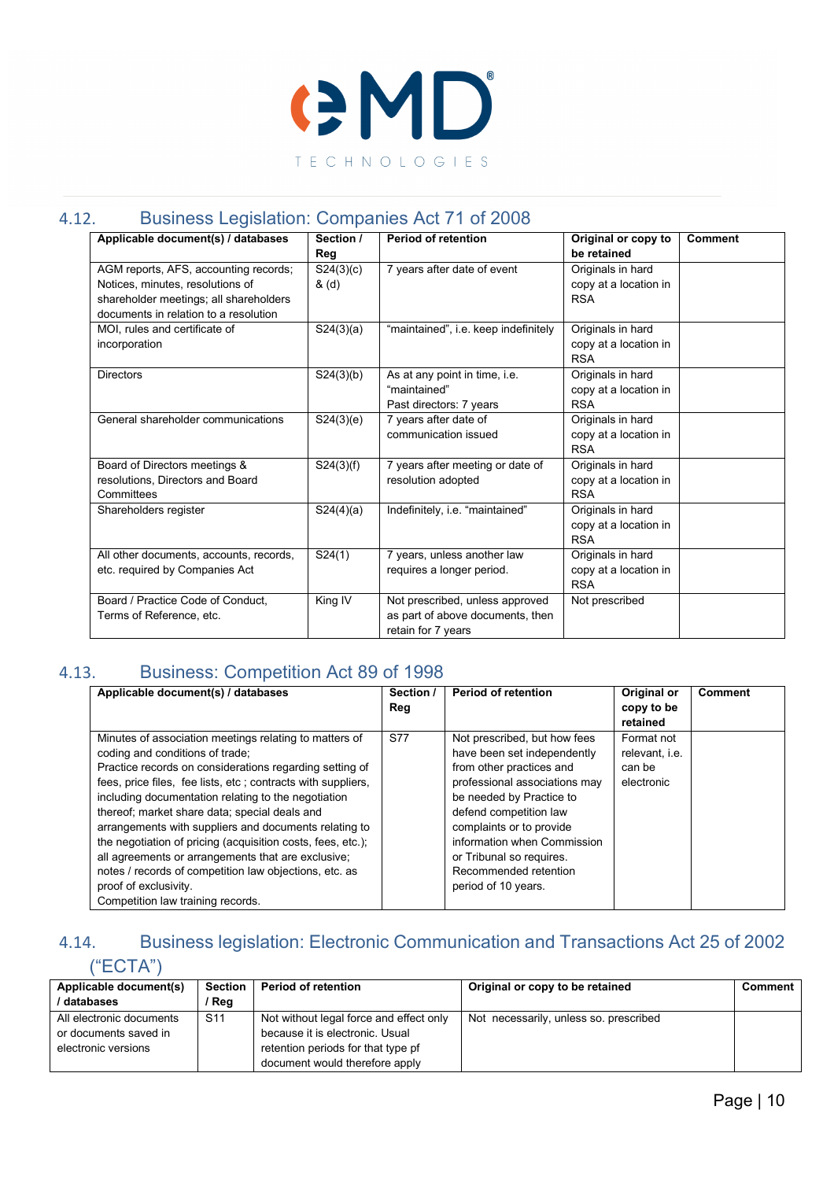## 4.12. Business Legislation: Companies Act 71 of 2008

| Applicable document(s) / databases | Section / Reg | Period of retention | Original or copy to be retained | Comment |
|---|---|---|---|---|
| AGM reports, AFS, accounting records; Notices, minutes, resolutions of shareholder meetings; all shareholders documents in relation to a resolution | S24(3)(c) & (d) | 7 years after date of event | Originals in hard copy at a location in RSA | |
| MOI, rules and certificate of incorporation | S24(3)(a) | "maintained", i.e. keep indefinitely | Originals in hard copy at a location in RSA | |
| Directors | S24(3)(b) | As at any point in time, i.e. "maintained" Past directors: 7 years | Originals in hard copy at a location in RSA | |
| General shareholder communications | S24(3)(e) | 7 years after date of communication issued | Originals in hard copy at a location in RSA | |
| Board of Directors meetings & resolutions, Directors and Board Committees | S24(3)(f) | 7 years after meeting or date of resolution adopted | Originals in hard copy at a location in RSA | |
| Shareholders register | S24(4)(a) | Indefinitely, i.e. "maintained" | Originals in hard copy at a location in RSA | |
| All other documents, accounts, records, etc. required by Companies Act | S24(1) | 7 years, unless another law requires a longer period. | Originals in hard copy at a location in RSA | |
| Board / Practice Code of Conduct, Terms of Reference, etc. | King IV | Not prescribed, unless approved as part of above documents, then retain for 7 years | Not prescribed | |

## 4.13. Business: Competition Act 89 of 1998

| Applicable document(s) / databases | Section / Reg | Period of retention | Original or copy to be retained | Comment |
|---|---|---|---|---|
| Minutes of association meetings relating to matters of coding and conditions of trade; Practice records on considerations regarding setting of fees, price files, fee lists, etc ; contracts with suppliers, including documentation relating to the negotiation thereof; market share data; special deals and arrangements with suppliers and documents relating to the negotiation of pricing (acquisition costs, fees, etc.); all agreements or arrangements that are exclusive; notes / records of competition law objections, etc. as proof of exclusivity. Competition law training records. | S77 | Not prescribed, but how fees have been set independently from other practices and professional associations may be needed by Practice to defend competition law complaints or to provide information when Commission or Tribunal so requires. Recommended retention period of 10 years. | Format not relevant, i.e. can be electronic | |

## 4.14. Business legislation: Electronic Communication and Transactions Act 25 of 2002 ("ECTA")

| Applicable document(s) / databases | Section / Reg | Period of retention | Original or copy to be retained | Comment |
|---|---|---|---|---|
| All electronic documents or documents saved in electronic versions | S11 | Not without legal force and effect only because it is electronic. Usual retention periods for that type pf document would therefore apply | Not necessarily, unless so. prescribed | |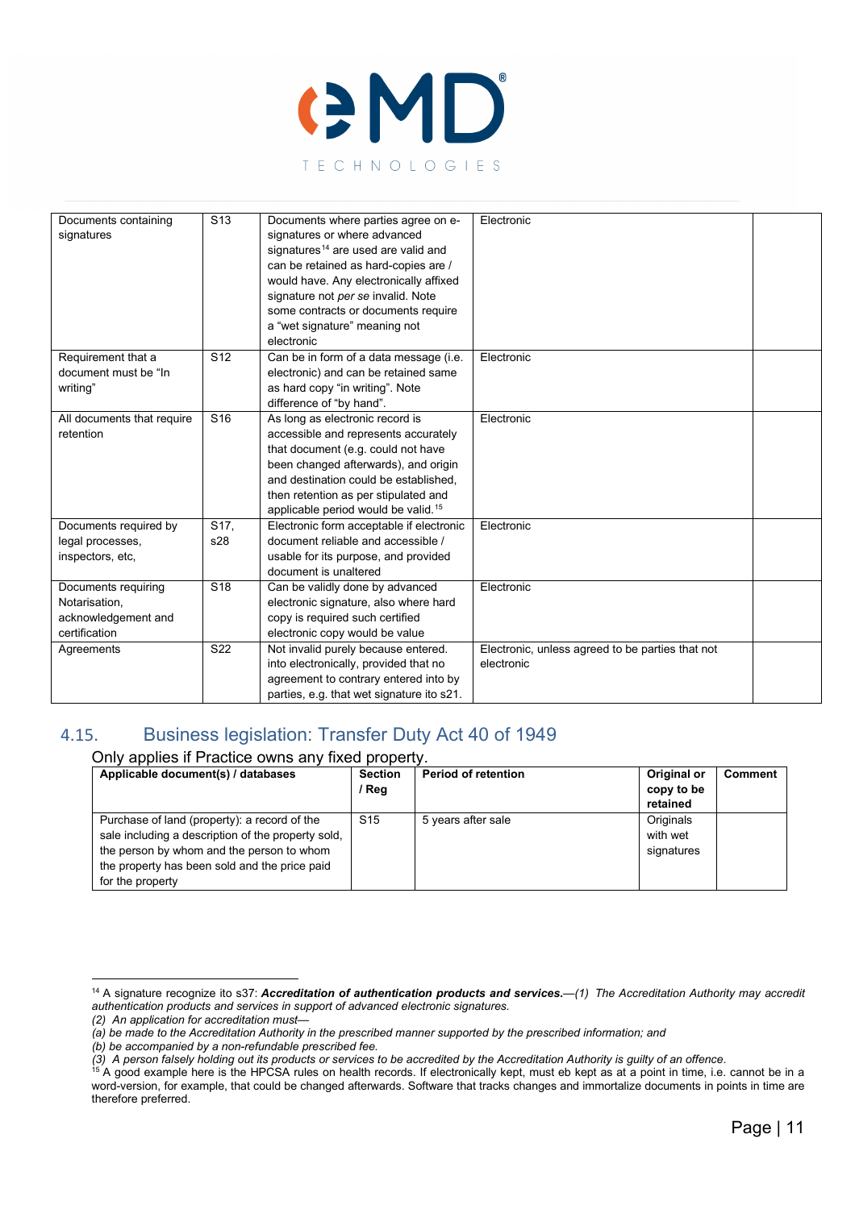| Documents containing signatures | S13 | Documents where parties agree on e-signatures or where advanced signatures[14] are used are valid and can be retained as hard-copies are / would have. Any electronically affixed signature not *per se* invalid. Note some contracts or documents require a "wet signature" meaning not electronic | Electronic | |
|---|---|---|---|---|
| Requirement that a document must be "In writing" | S12 | Can be in form of a data message (i.e. electronic) and can be retained same as hard copy "in writing". Note difference of "by hand". | Electronic | |
| All documents that require retention | S16 | As long as electronic record is accessible and represents accurately that document (e.g. could not have been changed afterwards), and origin and destination could be established, then retention as per stipulated and applicable period would be valid.[15] | Electronic | |
| Documents required by legal processes, inspectors, etc, | S17, s28 | Electronic form acceptable if electronic document reliable and accessible / usable for its purpose, and provided document is unaltered | Electronic | |
| Documents requiring Notarisation, acknowledgement and certification | S18 | Can be validly done by advanced electronic signature, also where hard copy is required such certified electronic copy would be value | Electronic | |
| Agreements | S22 | Not invalid purely because entered. into electronically, provided that no agreement to contrary entered into by parties, e.g. that wet signature ito s21. | Electronic, unless agreed to be parties that not electronic | |

## 4.15. Business legislation: Transfer Duty Act 40 of 1949

Only applies if Practice owns any fixed property.

| Applicable document(s) / databases | Section / Reg | Period of retention | Original or copy to be retained | Comment |
|---|---|---|---|---|
| Purchase of land (property): a record of the sale including a description of the property sold, the person by whom and the person to whom the property has been sold and the price paid for the property | S15 | 5 years after sale | Originals with wet signatures | |

[14] A signature recognize ito s37: ***Accreditation of authentication products and services.***—*(1) The Accreditation Authority may accredit authentication products and services in support of advanced electronic signatures.*
*(2) An application for accreditation must—*
*(a) be made to the Accreditation Authority in the prescribed manner supported by the prescribed information; and*
*(b) be accompanied by a non-refundable prescribed fee.*
*(3) A person falsely holding out its products or services to be accredited by the Accreditation Authority is guilty of an offence.*

[15] A good example here is the HPCSA rules on health records. If electronically kept, must eb kept as at a point in time, i.e. cannot be in a word-version, for example, that could be changed afterwards. Software that tracks changes and immortalize documents in points in time are therefore preferred.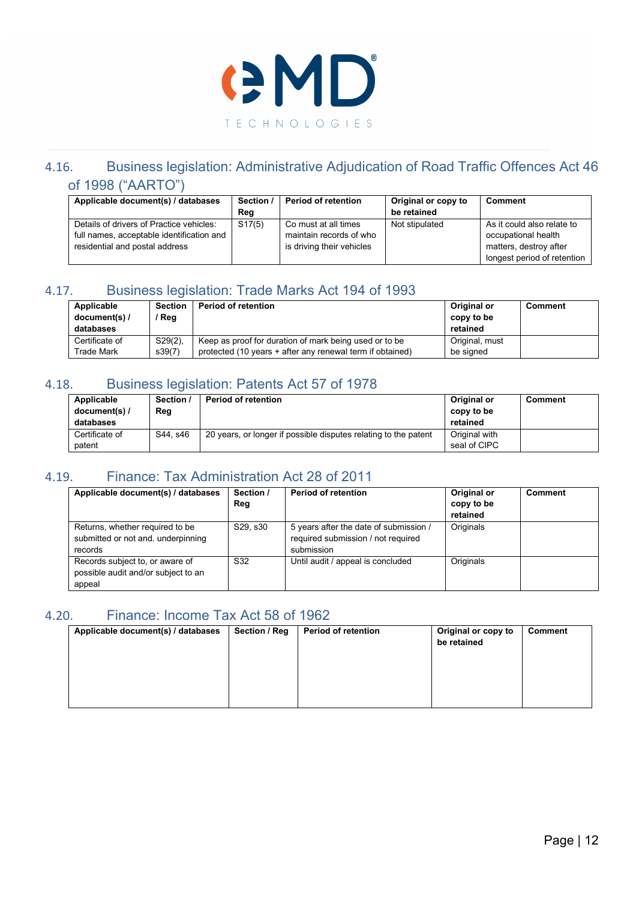## 4.16. Business legislation: Administrative Adjudication of Road Traffic Offences Act 46 of 1998 ("AARTO")

| Applicable document(s) / databases | Section / Reg | Period of retention | Original or copy to be retained | Comment |
|---|---|---|---|---|
| Details of drivers of Practice vehicles: full names, acceptable identification and residential and postal address | S17(5) | Co must at all times maintain records of who is driving their vehicles | Not stipulated | As it could also relate to occupational health matters, destroy after longest period of retention |

## 4.17. Business legislation: Trade Marks Act 194 of 1993

| Applicable document(s) / databases | Section / Reg | Period of retention | Original or copy to be retained | Comment |
|---|---|---|---|---|
| Certificate of Trade Mark | S29(2), s39(7) | Keep as proof for duration of mark being used or to be protected (10 years + after any renewal term if obtained) | Original, must be signed | |

## 4.18. Business legislation: Patents Act 57 of 1978

| Applicable document(s) / databases | Section / Reg | Period of retention | Original or copy to be retained | Comment |
|---|---|---|---|---|
| Certificate of patent | S44, s46 | 20 years, or longer if possible disputes relating to the patent | Original with seal of CIPC | |

## 4.19. Finance: Tax Administration Act 28 of 2011

| Applicable document(s) / databases | Section / Reg | Period of retention | Original or copy to be retained | Comment |
|---|---|---|---|---|
| Returns, whether required to be submitted or not and. underpinning records | S29, s30 | 5 years after the date of submission / required submission / not required submission | Originals | |
| Records subject to, or aware of possible audit and/or subject to an appeal | S32 | Until audit / appeal is concluded | Originals | |

## 4.20. Finance: Income Tax Act 58 of 1962

| Applicable document(s) / databases | Section / Reg | Period of retention | Original or copy to be retained | Comment |
|---|---|---|---|---|
| | | | | |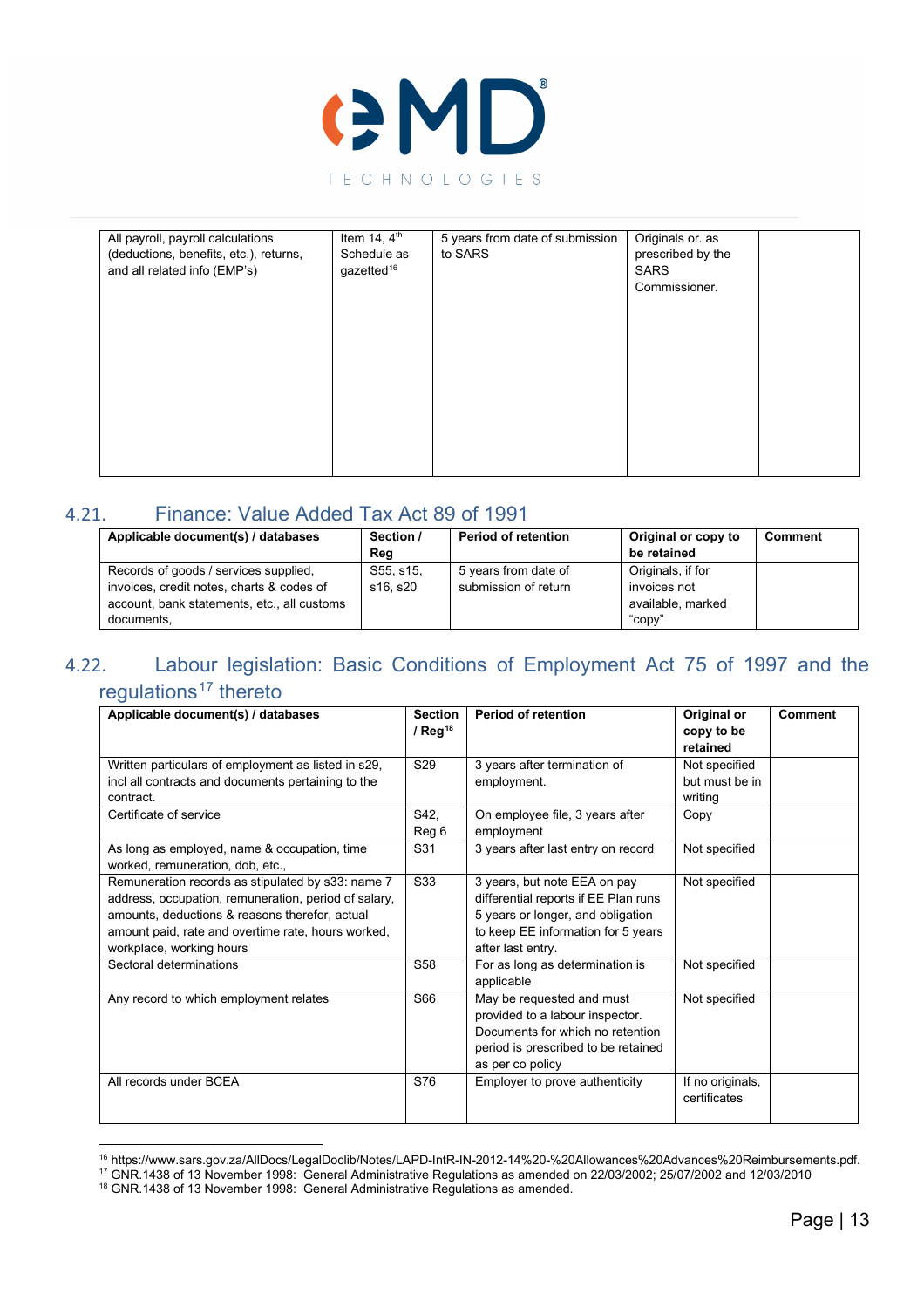| All payroll, payroll calculations (deductions, benefits, etc.), returns, and all related info (EMP's) | Item 14, 4th Schedule as gazetted[16] | 5 years from date of submission to SARS | Originals or. as prescribed by the SARS Commissioner. | |
|---|---|---|---|---|

## 4.21. Finance: Value Added Tax Act 89 of 1991

| Applicable document(s) / databases | Section / Reg | Period of retention | Original or copy to be retained | Comment |
|---|---|---|---|---|
| Records of goods / services supplied, invoices, credit notes, charts & codes of account, bank statements, etc., all customs documents, | S55, s15, s16, s20 | 5 years from date of submission of return | Originals, if for invoices not available, marked "copy" | |

## 4.22. Labour legislation: Basic Conditions of Employment Act 75 of 1997 and the regulations[17] thereto

| Applicable document(s) / databases | Section / Reg[18] | Period of retention | Original or copy to be retained | Comment |
|---|---|---|---|---|
| Written particulars of employment as listed in s29, incl all contracts and documents pertaining to the contract. | S29 | 3 years after termination of employment. | Not specified but must be in writing | |
| Certificate of service | S42, Reg 6 | On employee file, 3 years after employment | Copy | |
| As long as employed, name & occupation, time worked, remuneration, dob, etc., | S31 | 3 years after last entry on record | Not specified | |
| Remuneration records as stipulated by s33: name 7 address, occupation, remuneration, period of salary, amounts, deductions & reasons therefor, actual amount paid, rate and overtime rate, hours worked, workplace, working hours | S33 | 3 years, but note EEA on pay differential reports if EE Plan runs 5 years or longer, and obligation to keep EE information for 5 years after last entry. | Not specified | |
| Sectoral determinations | S58 | For as long as determination is applicable | Not specified | |
| Any record to which employment relates | S66 | May be requested and must provided to a labour inspector. Documents for which no retention period is prescribed to be retained as per co policy | Not specified | |
| All records under BCEA | S76 | Employer to prove authenticity | If no originals, certificates | |

[16] https://www.sars.gov.za/AllDocs/LegalDoclib/Notes/LAPD-IntR-IN-2012-14%20-%20Allowances%20Advances%20Reimbursements.pdf.

[17] GNR.1438 of 13 November 1998: General Administrative Regulations as amended on 22/03/2002; 25/07/2002 and 12/03/2010

[18] GNR.1438 of 13 November 1998: General Administrative Regulations as amended.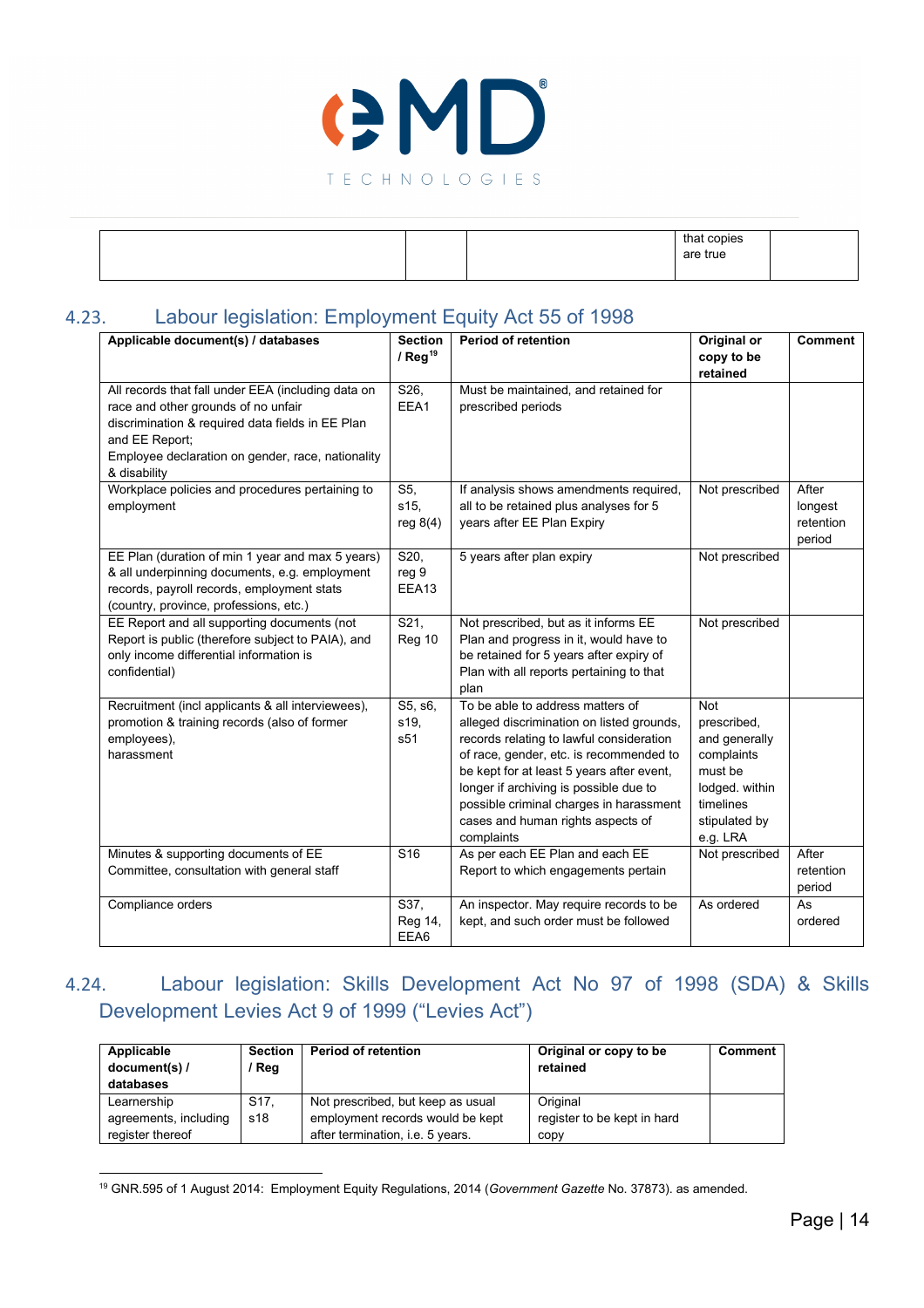| | | | that copies are true | |
|---|---|---|---|---|

## 4.23. Labour legislation: Employment Equity Act 55 of 1998

| Applicable document(s) / databases | Section / Reg[19] | Period of retention | Original or copy to be retained | Comment |
|---|---|---|---|---|
| All records that fall under EEA (including data on race and other grounds of no unfair discrimination & required data fields in EE Plan and EE Report; Employee declaration on gender, race, nationality & disability | S26, EEA1 | Must be maintained, and retained for prescribed periods | | |
| Workplace policies and procedures pertaining to employment | S5, s15, reg 8(4) | If analysis shows amendments required, all to be retained plus analyses for 5 years after EE Plan Expiry | Not prescribed | After longest retention period |
| EE Plan (duration of min 1 year and max 5 years) & all underpinning documents, e.g. employment records, payroll records, employment stats (country, province, professions, etc.) | S20, reg 9 EEA13 | 5 years after plan expiry | Not prescribed | |
| EE Report and all supporting documents (not Report is public (therefore subject to PAIA), and only income differential information is confidential) | S21, Reg 10 | Not prescribed, but as it informs EE Plan and progress in it, would have to be retained for 5 years after expiry of Plan with all reports pertaining to that plan | Not prescribed | |
| Recruitment (incl applicants & all interviewees), promotion & training records (also of former employees), harassment | S5, s6, s19, s51 | To be able to address matters of alleged discrimination on listed grounds, records relating to lawful consideration of race, gender, etc. is recommended to be kept for at least 5 years after event, longer if archiving is possible due to possible criminal charges in harassment cases and human rights aspects of complaints | Not prescribed, and generally complaints must be lodged. within timelines stipulated by e.g. LRA | |
| Minutes & supporting documents of EE Committee, consultation with general staff | S16 | As per each EE Plan and each EE Report to which engagements pertain | Not prescribed | After retention period |
| Compliance orders | S37, Reg 14, EEA6 | An inspector. May require records to be kept, and such order must be followed | As ordered | As ordered |

## 4.24. Labour legislation: Skills Development Act No 97 of 1998 (SDA) & Skills Development Levies Act 9 of 1999 ("Levies Act")

| Applicable document(s) / databases | Section / Reg | Period of retention | Original or copy to be retained | Comment |
|---|---|---|---|---|
| Learnership agreements, including register thereof | S17, s18 | Not prescribed, but keep as usual employment records would be kept after termination, i.e. 5 years. | Original register to be kept in hard copy | |

[19] GNR.595 of 1 August 2014: Employment Equity Regulations, 2014 (*Government Gazette* No. 37873). as amended.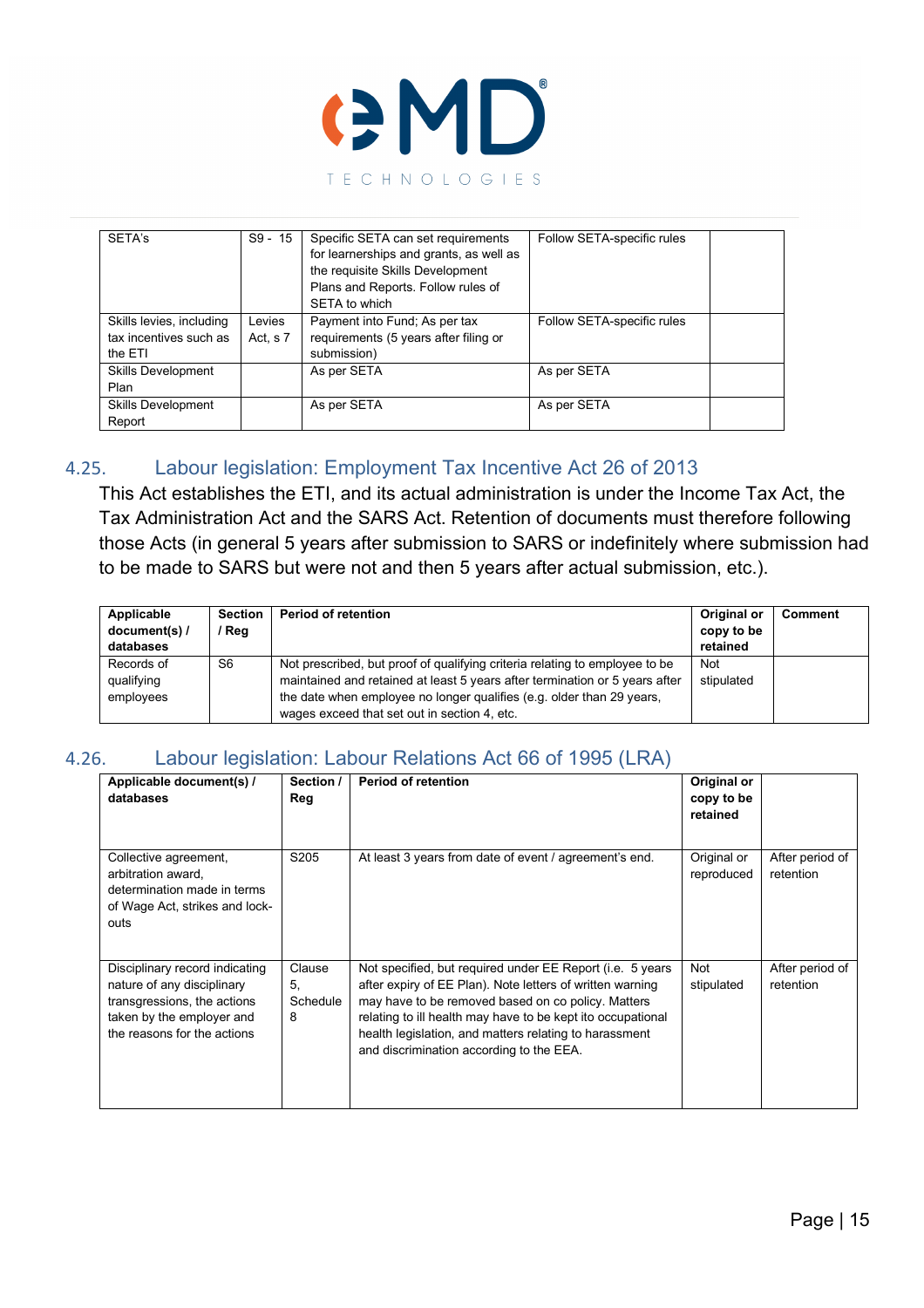| SETA's | S9 - 15 | Specific SETA can set requirements for learnerships and grants, as well as the requisite Skills Development Plans and Reports. Follow rules of SETA to which | Follow SETA-specific rules | |
|---|---|---|---|---|
| Skills levies, including tax incentives such as the ETI | Levies Act, s 7 | Payment into Fund; As per tax requirements (5 years after filing or submission) | Follow SETA-specific rules | |
| Skills Development Plan | | As per SETA | As per SETA | |
| Skills Development Report | | As per SETA | As per SETA | |

## 4.25. Labour legislation: Employment Tax Incentive Act 26 of 2013

This Act establishes the ETI, and its actual administration is under the Income Tax Act, the Tax Administration Act and the SARS Act. Retention of documents must therefore following those Acts (in general 5 years after submission to SARS or indefinitely where submission had to be made to SARS but were not and then 5 years after actual submission, etc.).

| Applicable document(s) / databases | Section / Reg | Period of retention | Original or copy to be retained | Comment |
|---|---|---|---|---|
| Records of qualifying employees | S6 | Not prescribed, but proof of qualifying criteria relating to employee to be maintained and retained at least 5 years after termination or 5 years after the date when employee no longer qualifies (e.g. older than 29 years, wages exceed that set out in section 4, etc. | Not stipulated | |

## 4.26. Labour legislation: Labour Relations Act 66 of 1995 (LRA)

| Applicable document(s) / databases | Section / Reg | Period of retention | Original or copy to be retained | |
|---|---|---|---|---|
| Collective agreement, arbitration award, determination made in terms of Wage Act, strikes and lock-outs | S205 | At least 3 years from date of event / agreement's end. | Original or reproduced | After period of retention |
| Disciplinary record indicating nature of any disciplinary transgressions, the actions taken by the employer and the reasons for the actions | Clause 5, Schedule 8 | Not specified, but required under EE Report (i.e. 5 years after expiry of EE Plan). Note letters of written warning may have to be removed based on co policy. Matters relating to ill health may have to be kept ito occupational health legislation, and matters relating to harassment and discrimination according to the EEA. | Not stipulated | After period of retention |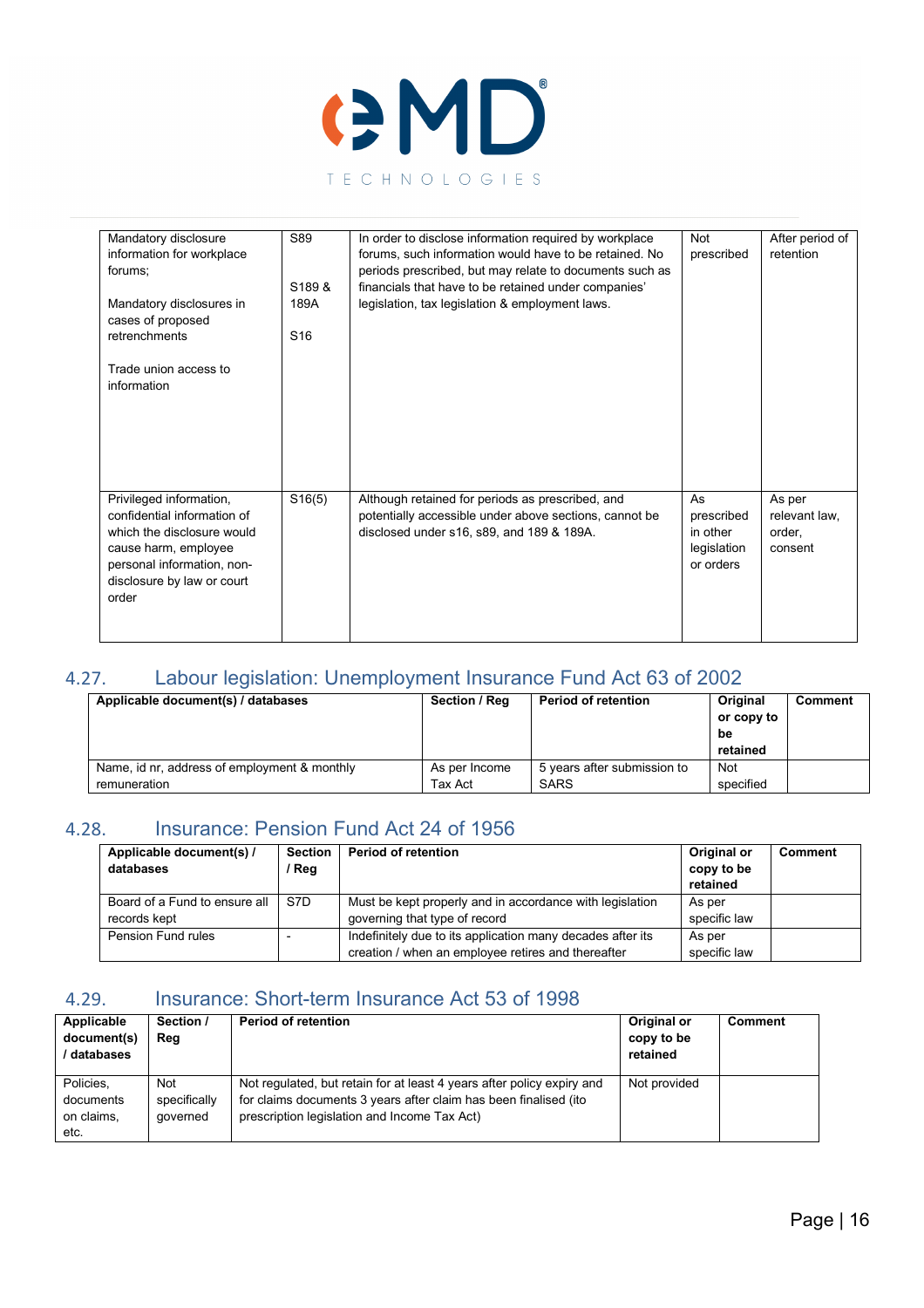| Mandatory disclosure information for workplace forums;<br><br>Mandatory disclosures in cases of proposed retrenchments<br><br>Trade union access to information | S89<br><br>S189 & 189A<br><br>S16 | In order to disclose information required by workplace forums, such information would have to be retained. No periods prescribed, but may relate to documents such as financials that have to be retained under companies' legislation, tax legislation & employment laws. | Not prescribed | After period of retention |
|---|---|---|---|---|
| Privileged information, confidential information of which the disclosure would cause harm, employee personal information, non-disclosure by law or court order | S16(5) | Although retained for periods as prescribed, and potentially accessible under above sections, cannot be disclosed under s16, s89, and 189 & 189A. | As prescribed in other legislation or orders | As per relevant law, order, consent |

## 4.27. Labour legislation: Unemployment Insurance Fund Act 63 of 2002

| Applicable document(s) / databases | Section / Reg | Period of retention | Original or copy to be retained | Comment |
|---|---|---|---|---|
| Name, id nr, address of employment & monthly remuneration | As per Income Tax Act | 5 years after submission to SARS | Not specified | |

## 4.28. Insurance: Pension Fund Act 24 of 1956

| Applicable document(s) / databases | Section / Reg | Period of retention | Original or copy to be retained | Comment |
|---|---|---|---|---|
| Board of a Fund to ensure all records kept | S7D | Must be kept properly and in accordance with legislation governing that type of record | As per specific law | |
| Pension Fund rules | - | Indefinitely due to its application many decades after its creation / when an employee retires and thereafter | As per specific law | |

## 4.29. Insurance: Short-term Insurance Act 53 of 1998

| Applicable document(s) / databases | Section / Reg | Period of retention | Original or copy to be retained | Comment |
|---|---|---|---|---|
| Policies, documents on claims, etc. | Not specifically governed | Not regulated, but retain for at least 4 years after policy expiry and for claims documents 3 years after claim has been finalised (ito prescription legislation and Income Tax Act) | Not provided | |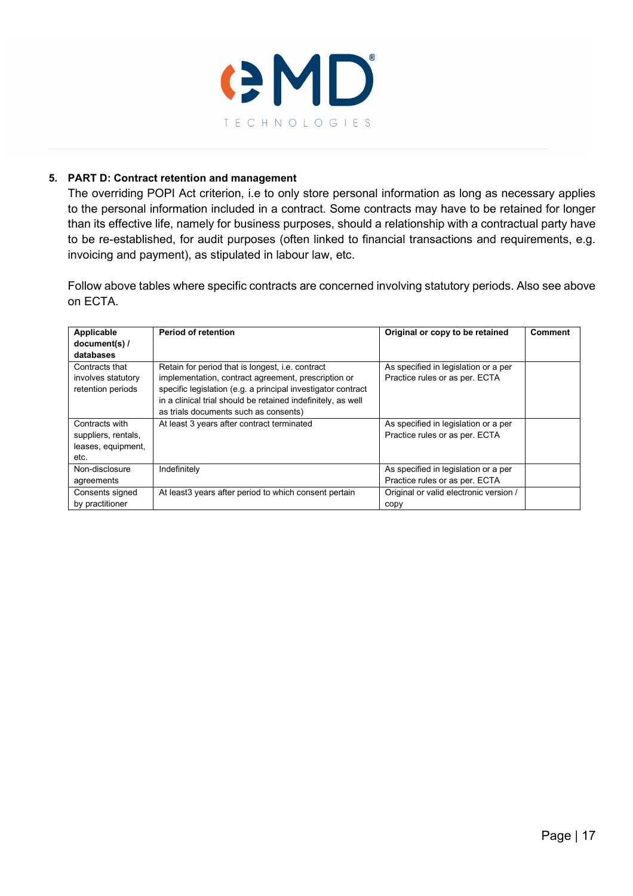## 5. PART D: Contract retention and management

The overriding POPI Act criterion, i.e to only store personal information as long as necessary applies to the personal information included in a contract. Some contracts may have to be retained for longer than its effective life, namely for business purposes, should a relationship with a contractual party have to be re-established, for audit purposes (often linked to financial transactions and requirements, e.g. invoicing and payment), as stipulated in labour law, etc.

Follow above tables where specific contracts are concerned involving statutory periods. Also see above on ECTA.

| Applicable document(s) / databases | Period of retention | Original or copy to be retained | Comment |
|---|---|---|---|
| Contracts that involves statutory retention periods | Retain for period that is longest, i.e. contract implementation, contract agreement, prescription or specific legislation (e.g. a principal investigator contract in a clinical trial should be retained indefinitely, as well as trials documents such as consents) | As specified in legislation or a per Practice rules or as per. ECTA | |
| Contracts with suppliers, rentals, leases, equipment, etc. | At least 3 years after contract terminated | As specified in legislation or a per Practice rules or as per. ECTA | |
| Non-disclosure agreements | Indefinitely | As specified in legislation or a per Practice rules or as per. ECTA | |
| Consents signed by practitioner | At least3 years after period to which consent pertain | Original or valid electronic version / copy | |